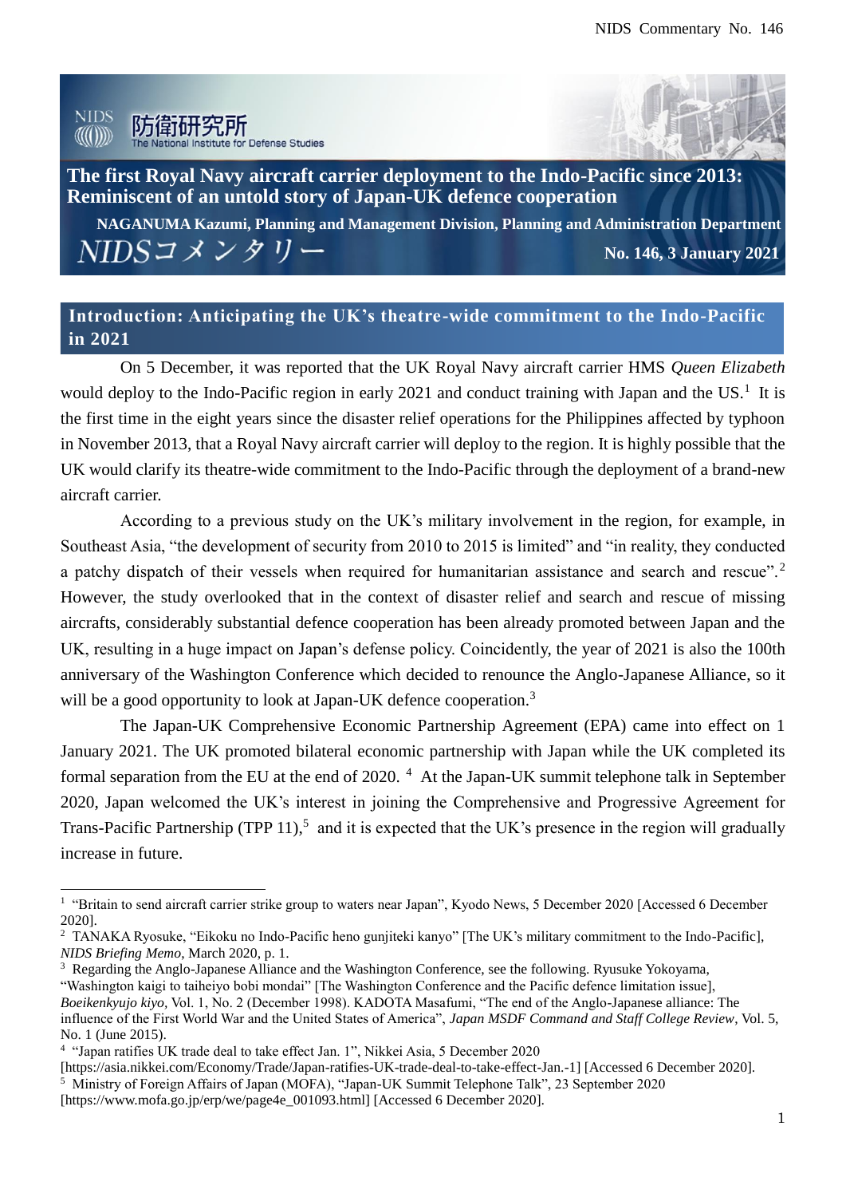防衛研究所
The National Institute for Defense Studies

# The first Royal Navy aircraft carrier deployment to the Indo-Pacific since 2013: Reminiscent of an untold story of Japan-UK defence cooperation

**NAGANUMA Kazumi, Planning and Management Division, Planning and Administration Department**

NIDSコメンタリー

**No. 146, 3 January 2021**

## Introduction: Anticipating the UK's theatre-wide commitment to the Indo-Pacific in 2021

On 5 December, it was reported that the UK Royal Navy aircraft carrier HMS *Queen Elizabeth* would deploy to the Indo-Pacific region in early 2021 and conduct training with Japan and the US.[1] It is the first time in the eight years since the disaster relief operations for the Philippines affected by typhoon in November 2013, that a Royal Navy aircraft carrier will deploy to the region. It is highly possible that the UK would clarify its theatre-wide commitment to the Indo-Pacific through the deployment of a brand-new aircraft carrier.

According to a previous study on the UK's military involvement in the region, for example, in Southeast Asia, "the development of security from 2010 to 2015 is limited" and "in reality, they conducted a patchy dispatch of their vessels when required for humanitarian assistance and search and rescue".[2] However, the study overlooked that in the context of disaster relief and search and rescue of missing aircrafts, considerably substantial defence cooperation has been already promoted between Japan and the UK, resulting in a huge impact on Japan's defense policy. Coincidently, the year of 2021 is also the 100th anniversary of the Washington Conference which decided to renounce the Anglo-Japanese Alliance, so it will be a good opportunity to look at Japan-UK defence cooperation.[3]

The Japan-UK Comprehensive Economic Partnership Agreement (EPA) came into effect on 1 January 2021. The UK promoted bilateral economic partnership with Japan while the UK completed its formal separation from the EU at the end of 2020.[4] At the Japan-UK summit telephone talk in September 2020, Japan welcomed the UK's interest in joining the Comprehensive and Progressive Agreement for Trans-Pacific Partnership (TPP 11),[5] and it is expected that the UK's presence in the region will gradually increase in future.

---

[1] "Britain to send aircraft carrier strike group to waters near Japan", Kyodo News, 5 December 2020 [Accessed 6 December 2020].

[2] TANAKA Ryosuke, "Eikoku no Indo-Pacific heno gunjiteki kanyo" [The UK's military commitment to the Indo-Pacific], *NIDS Briefing Memo*, March 2020, p. 1.

[3] Regarding the Anglo-Japanese Alliance and the Washington Conference, see the following. Ryusuke Yokoyama, "Washington kaigi to taiheiyo bobi mondai" [The Washington Conference and the Pacific defence limitation issue], *Boeikenkyujo kiyo*, Vol. 1, No. 2 (December 1998). KADOTA Masafumi, "The end of the Anglo-Japanese alliance: The influence of the First World War and the United States of America", *Japan MSDF Command and Staff College Review*, Vol. 5, No. 1 (June 2015).

[4] "Japan ratifies UK trade deal to take effect Jan. 1", Nikkei Asia, 5 December 2020 [https://asia.nikkei.com/Economy/Trade/Japan-ratifies-UK-trade-deal-to-take-effect-Jan.-1] [Accessed 6 December 2020].

[5] Ministry of Foreign Affairs of Japan (MOFA), "Japan-UK Summit Telephone Talk", 23 September 2020 [https://www.mofa.go.jp/erp/we/page4e_001093.html] [Accessed 6 December 2020].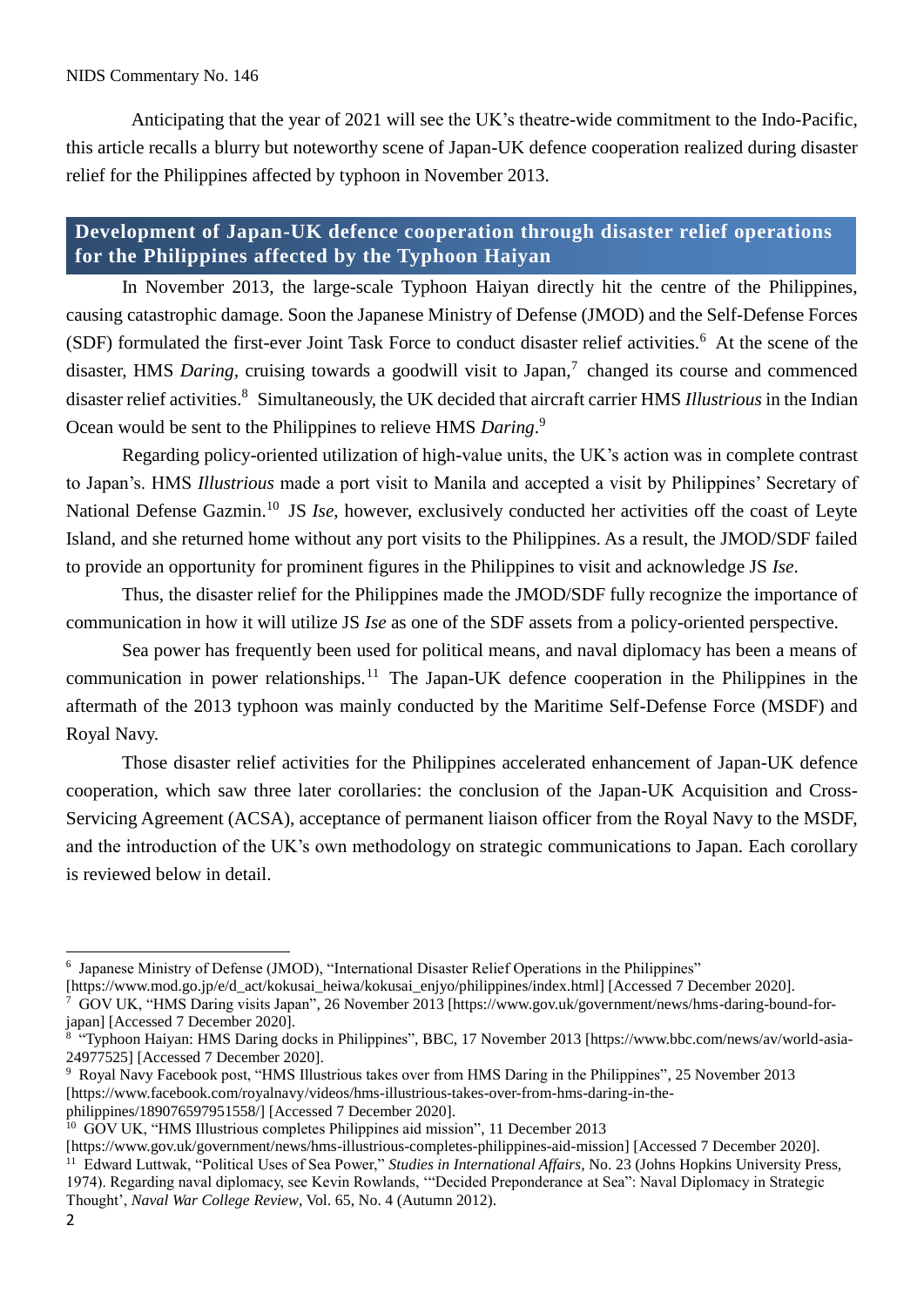Anticipating that the year of 2021 will see the UK's theatre-wide commitment to the Indo-Pacific, this article recalls a blurry but noteworthy scene of Japan-UK defence cooperation realized during disaster relief for the Philippines affected by typhoon in November 2013.

## Development of Japan-UK defence cooperation through disaster relief operations for the Philippines affected by the Typhoon Haiyan

In November 2013, the large-scale Typhoon Haiyan directly hit the centre of the Philippines, causing catastrophic damage. Soon the Japanese Ministry of Defense (JMOD) and the Self-Defense Forces (SDF) formulated the first-ever Joint Task Force to conduct disaster relief activities.[6] At the scene of the disaster, HMS *Daring*, cruising towards a goodwill visit to Japan,[7] changed its course and commenced disaster relief activities.[8] Simultaneously, the UK decided that aircraft carrier HMS *Illustrious* in the Indian Ocean would be sent to the Philippines to relieve HMS *Daring*.[9]

Regarding policy-oriented utilization of high-value units, the UK's action was in complete contrast to Japan's. HMS *Illustrious* made a port visit to Manila and accepted a visit by Philippines' Secretary of National Defense Gazmin.[10] JS *Ise*, however, exclusively conducted her activities off the coast of Leyte Island, and she returned home without any port visits to the Philippines. As a result, the JMOD/SDF failed to provide an opportunity for prominent figures in the Philippines to visit and acknowledge JS *Ise*.

Thus, the disaster relief for the Philippines made the JMOD/SDF fully recognize the importance of communication in how it will utilize JS *Ise* as one of the SDF assets from a policy-oriented perspective.

Sea power has frequently been used for political means, and naval diplomacy has been a means of communication in power relationships.[11] The Japan-UK defence cooperation in the Philippines in the aftermath of the 2013 typhoon was mainly conducted by the Maritime Self-Defense Force (MSDF) and Royal Navy.

Those disaster relief activities for the Philippines accelerated enhancement of Japan-UK defence cooperation, which saw three later corollaries: the conclusion of the Japan-UK Acquisition and Cross-Servicing Agreement (ACSA), acceptance of permanent liaison officer from the Royal Navy to the MSDF, and the introduction of the UK's own methodology on strategic communications to Japan. Each corollary is reviewed below in detail.

---

[6] Japanese Ministry of Defense (JMOD), "International Disaster Relief Operations in the Philippines" [https://www.mod.go.jp/e/d_act/kokusai_heiwa/kokusai_enjyo/philippines/index.html] [Accessed 7 December 2020].

[7] GOV UK, "HMS Daring visits Japan", 26 November 2013 [https://www.gov.uk/government/news/hms-daring-bound-for-japan] [Accessed 7 December 2020].

[8] "Typhoon Haiyan: HMS Daring docks in Philippines", BBC, 17 November 2013 [https://www.bbc.com/news/av/world-asia-24977525] [Accessed 7 December 2020].

[9] Royal Navy Facebook post, "HMS Illustrious takes over from HMS Daring in the Philippines", 25 November 2013 [https://www.facebook.com/royalnavy/videos/hms-illustrious-takes-over-from-hms-daring-in-the-philippines/189076597951558/] [Accessed 7 December 2020].

[10] GOV UK, "HMS Illustrious completes Philippines aid mission", 11 December 2013 [https://www.gov.uk/government/news/hms-illustrious-completes-philippines-aid-mission] [Accessed 7 December 2020].

[11] Edward Luttwak, "Political Uses of Sea Power," *Studies in International Affairs*, No. 23 (Johns Hopkins University Press, 1974). Regarding naval diplomacy, see Kevin Rowlands, '"Decided Preponderance at Sea": Naval Diplomacy in Strategic Thought', *Naval War College Review*, Vol. 65, No. 4 (Autumn 2012).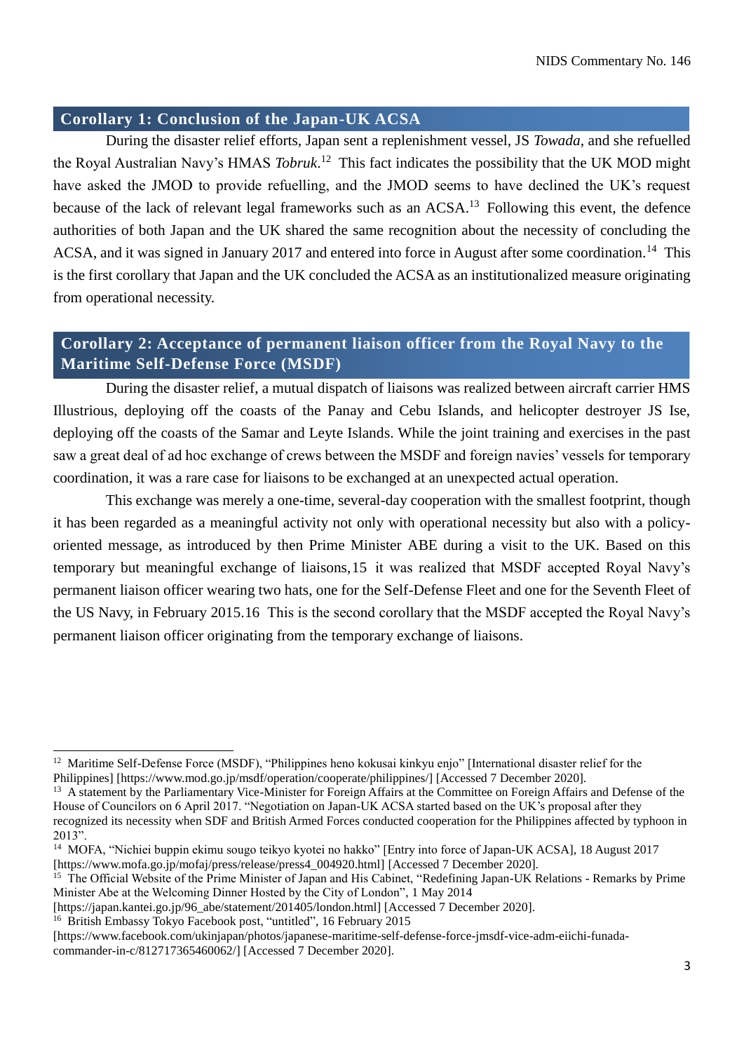## Corollary 1: Conclusion of the Japan-UK ACSA

During the disaster relief efforts, Japan sent a replenishment vessel, JS *Towada*, and she refuelled the Royal Australian Navy's HMAS *Tobruk*.[12] This fact indicates the possibility that the UK MOD might have asked the JMOD to provide refuelling, and the JMOD seems to have declined the UK's request because of the lack of relevant legal frameworks such as an ACSA.[13] Following this event, the defence authorities of both Japan and the UK shared the same recognition about the necessity of concluding the ACSA, and it was signed in January 2017 and entered into force in August after some coordination.[14] This is the first corollary that Japan and the UK concluded the ACSA as an institutionalized measure originating from operational necessity.

## Corollary 2: Acceptance of permanent liaison officer from the Royal Navy to the Maritime Self-Defense Force (MSDF)

During the disaster relief, a mutual dispatch of liaisons was realized between aircraft carrier HMS Illustrious, deploying off the coasts of the Panay and Cebu Islands, and helicopter destroyer JS Ise, deploying off the coasts of the Samar and Leyte Islands. While the joint training and exercises in the past saw a great deal of ad hoc exchange of crews between the MSDF and foreign navies' vessels for temporary coordination, it was a rare case for liaisons to be exchanged at an unexpected actual operation.

This exchange was merely a one-time, several-day cooperation with the smallest footprint, though it has been regarded as a meaningful activity not only with operational necessity but also with a policy-oriented message, as introduced by then Prime Minister ABE during a visit to the UK. Based on this temporary but meaningful exchange of liaisons,[15] it was realized that MSDF accepted Royal Navy's permanent liaison officer wearing two hats, one for the Self-Defense Fleet and one for the Seventh Fleet of the US Navy, in February 2015.[16] This is the second corollary that the MSDF accepted the Royal Navy's permanent liaison officer originating from the temporary exchange of liaisons.

---

[12] Maritime Self-Defense Force (MSDF), "Philippines heno kokusai kinkyu enjo" [International disaster relief for the Philippines] [https://www.mod.go.jp/msdf/operation/cooperate/philippines/] [Accessed 7 December 2020].

[13] A statement by the Parliamentary Vice-Minister for Foreign Affairs at the Committee on Foreign Affairs and Defense of the House of Councilors on 6 April 2017. "Negotiation on Japan-UK ACSA started based on the UK's proposal after they recognized its necessity when SDF and British Armed Forces conducted cooperation for the Philippines affected by typhoon in 2013".

[14] MOFA, "Nichiei buppin ekimu sougo teikyo kyotei no hakko" [Entry into force of Japan-UK ACSA], 18 August 2017 [https://www.mofa.go.jp/mofaj/press/release/press4_004920.html] [Accessed 7 December 2020].

[15] The Official Website of the Prime Minister of Japan and His Cabinet, "Redefining Japan-UK Relations - Remarks by Prime Minister Abe at the Welcoming Dinner Hosted by the City of London", 1 May 2014 [https://japan.kantei.go.jp/96_abe/statement/201405/london.html] [Accessed 7 December 2020].

[16] British Embassy Tokyo Facebook post, "untitled", 16 February 2015 [https://www.facebook.com/ukinjapan/photos/japanese-maritime-self-defense-force-jmsdf-vice-adm-eiichi-funada-commander-in-c/812717365460062/] [Accessed 7 December 2020].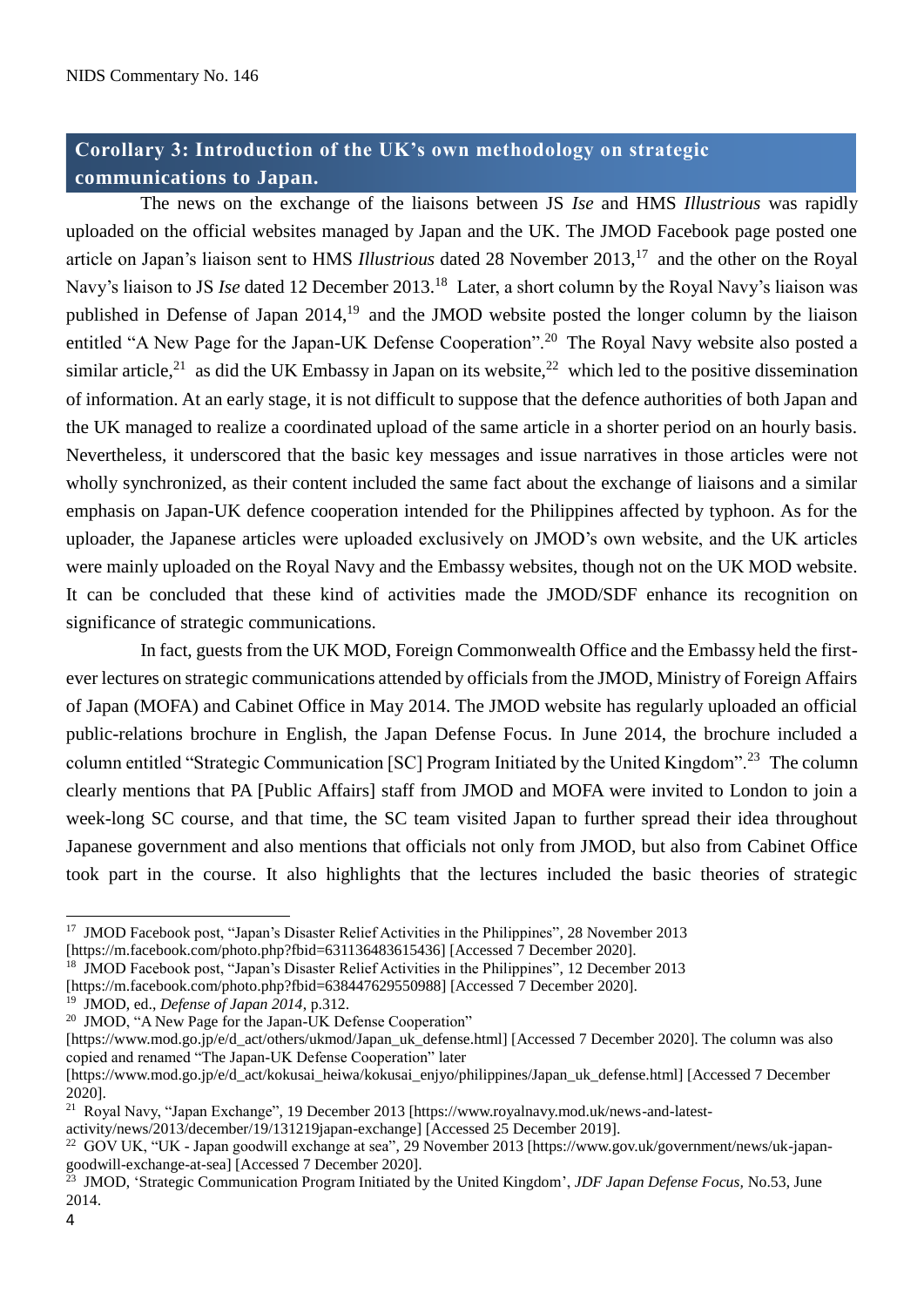## Corollary 3: Introduction of the UK's own methodology on strategic communications to Japan.

The news on the exchange of the liaisons between JS *Ise* and HMS *Illustrious* was rapidly uploaded on the official websites managed by Japan and the UK. The JMOD Facebook page posted one article on Japan's liaison sent to HMS *Illustrious* dated 28 November 2013,[17] and the other on the Royal Navy's liaison to JS *Ise* dated 12 December 2013.[18] Later, a short column by the Royal Navy's liaison was published in Defense of Japan 2014,[19] and the JMOD website posted the longer column by the liaison entitled "A New Page for the Japan-UK Defense Cooperation".[20] The Royal Navy website also posted a similar article,[21] as did the UK Embassy in Japan on its website,[22] which led to the positive dissemination of information. At an early stage, it is not difficult to suppose that the defence authorities of both Japan and the UK managed to realize a coordinated upload of the same article in a shorter period on an hourly basis. Nevertheless, it underscored that the basic key messages and issue narratives in those articles were not wholly synchronized, as their content included the same fact about the exchange of liaisons and a similar emphasis on Japan-UK defence cooperation intended for the Philippines affected by typhoon. As for the uploader, the Japanese articles were uploaded exclusively on JMOD's own website, and the UK articles were mainly uploaded on the Royal Navy and the Embassy websites, though not on the UK MOD website. It can be concluded that these kind of activities made the JMOD/SDF enhance its recognition on significance of strategic communications.

In fact, guests from the UK MOD, Foreign Commonwealth Office and the Embassy held the first-ever lectures on strategic communications attended by officials from the JMOD, Ministry of Foreign Affairs of Japan (MOFA) and Cabinet Office in May 2014. The JMOD website has regularly uploaded an official public-relations brochure in English, the Japan Defense Focus. In June 2014, the brochure included a column entitled "Strategic Communication [SC] Program Initiated by the United Kingdom".[23] The column clearly mentions that PA [Public Affairs] staff from JMOD and MOFA were invited to London to join a week-long SC course, and that time, the SC team visited Japan to further spread their idea throughout Japanese government and also mentions that officials not only from JMOD, but also from Cabinet Office took part in the course. It also highlights that the lectures included the basic theories of strategic

---

[17] JMOD Facebook post, "Japan's Disaster Relief Activities in the Philippines", 28 November 2013 [https://m.facebook.com/photo.php?fbid=631136483615436] [Accessed 7 December 2020].

[18] JMOD Facebook post, "Japan's Disaster Relief Activities in the Philippines", 12 December 2013 [https://m.facebook.com/photo.php?fbid=638447629550988] [Accessed 7 December 2020].

[19] JMOD, ed., *Defense of Japan 2014*, p.312.

[20] JMOD, "A New Page for the Japan-UK Defense Cooperation" [https://www.mod.go.jp/e/d_act/others/ukmod/Japan_uk_defense.html] [Accessed 7 December 2020]. The column was also copied and renamed "The Japan-UK Defense Cooperation" later [https://www.mod.go.jp/e/d_act/kokusai_heiwa/kokusai_enjyo/philippines/Japan_uk_defense.html] [Accessed 7 December 2020].

[21] Royal Navy, "Japan Exchange", 19 December 2013 [https://www.royalnavy.mod.uk/news-and-latest-activity/news/2013/december/19/131219japan-exchange] [Accessed 25 December 2019].

[22] GOV UK, "UK - Japan goodwill exchange at sea", 29 November 2013 [https://www.gov.uk/government/news/uk-japan-goodwill-exchange-at-sea] [Accessed 7 December 2020].

[23] JMOD, 'Strategic Communication Program Initiated by the United Kingdom', *JDF Japan Defense Focus*, No.53, June 2014.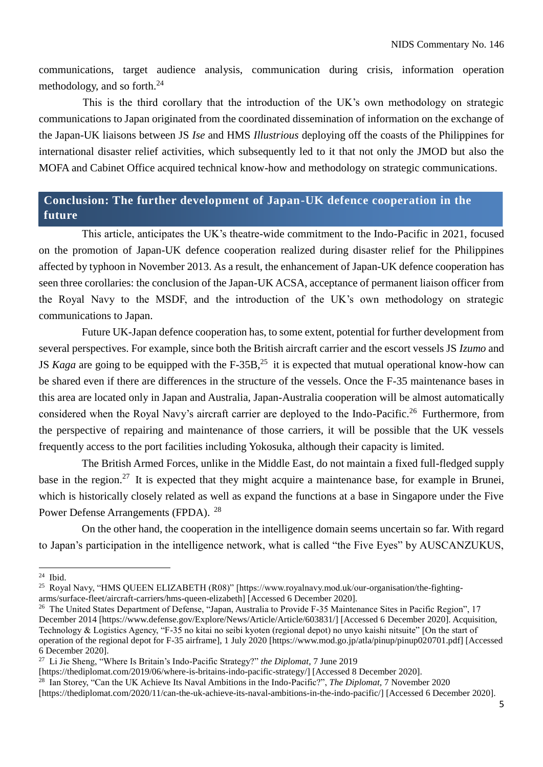communications, target audience analysis, communication during crisis, information operation methodology, and so forth.[24]

This is the third corollary that the introduction of the UK's own methodology on strategic communications to Japan originated from the coordinated dissemination of information on the exchange of the Japan-UK liaisons between JS *Ise* and HMS *Illustrious* deploying off the coasts of the Philippines for international disaster relief activities, which subsequently led to it that not only the JMOD but also the MOFA and Cabinet Office acquired technical know-how and methodology on strategic communications.

## Conclusion: The further development of Japan-UK defence cooperation in the future

This article, anticipates the UK's theatre-wide commitment to the Indo-Pacific in 2021, focused on the promotion of Japan-UK defence cooperation realized during disaster relief for the Philippines affected by typhoon in November 2013. As a result, the enhancement of Japan-UK defence cooperation has seen three corollaries: the conclusion of the Japan-UK ACSA, acceptance of permanent liaison officer from the Royal Navy to the MSDF, and the introduction of the UK's own methodology on strategic communications to Japan.

Future UK-Japan defence cooperation has, to some extent, potential for further development from several perspectives. For example, since both the British aircraft carrier and the escort vessels JS *Izumo* and JS *Kaga* are going to be equipped with the F-35B,[25] it is expected that mutual operational know-how can be shared even if there are differences in the structure of the vessels. Once the F-35 maintenance bases in this area are located only in Japan and Australia, Japan-Australia cooperation will be almost automatically considered when the Royal Navy's aircraft carrier are deployed to the Indo-Pacific.[26] Furthermore, from the perspective of repairing and maintenance of those carriers, it will be possible that the UK vessels frequently access to the port facilities including Yokosuka, although their capacity is limited.

The British Armed Forces, unlike in the Middle East, do not maintain a fixed full-fledged supply base in the region.[27] It is expected that they might acquire a maintenance base, for example in Brunei, which is historically closely related as well as expand the functions at a base in Singapore under the Five Power Defense Arrangements (FPDA). [28]

On the other hand, the cooperation in the intelligence domain seems uncertain so far. With regard to Japan's participation in the intelligence network, what is called "the Five Eyes" by AUSCANZUKUS,

---

[24] Ibid.

[25] Royal Navy, "HMS QUEEN ELIZABETH (R08)" [https://www.royalnavy.mod.uk/our-organisation/the-fighting-arms/surface-fleet/aircraft-carriers/hms-queen-elizabeth] [Accessed 6 December 2020].

[26] The United States Department of Defense, "Japan, Australia to Provide F-35 Maintenance Sites in Pacific Region", 17 December 2014 [https://www.defense.gov/Explore/News/Article/Article/603831/] [Accessed 6 December 2020]. Acquisition, Technology & Logistics Agency, "F-35 no kitai no seibi kyoten (regional depot) no unyo kaishi nitsuite" [On the start of operation of the regional depot for F-35 airframe], 1 July 2020 [https://www.mod.go.jp/atla/pinup/pinup020701.pdf] [Accessed 6 December 2020].

[27] Li Jie Sheng, "Where Is Britain's Indo-Pacific Strategy?" *the Diplomat*, 7 June 2019 [https://thediplomat.com/2019/06/where-is-britains-indo-pacific-strategy/] [Accessed 8 December 2020].

[28] Ian Storey, "Can the UK Achieve Its Naval Ambitions in the Indo-Pacific?", *The Diplomat*, 7 November 2020 [https://thediplomat.com/2020/11/can-the-uk-achieve-its-naval-ambitions-in-the-indo-pacific/] [Accessed 6 December 2020].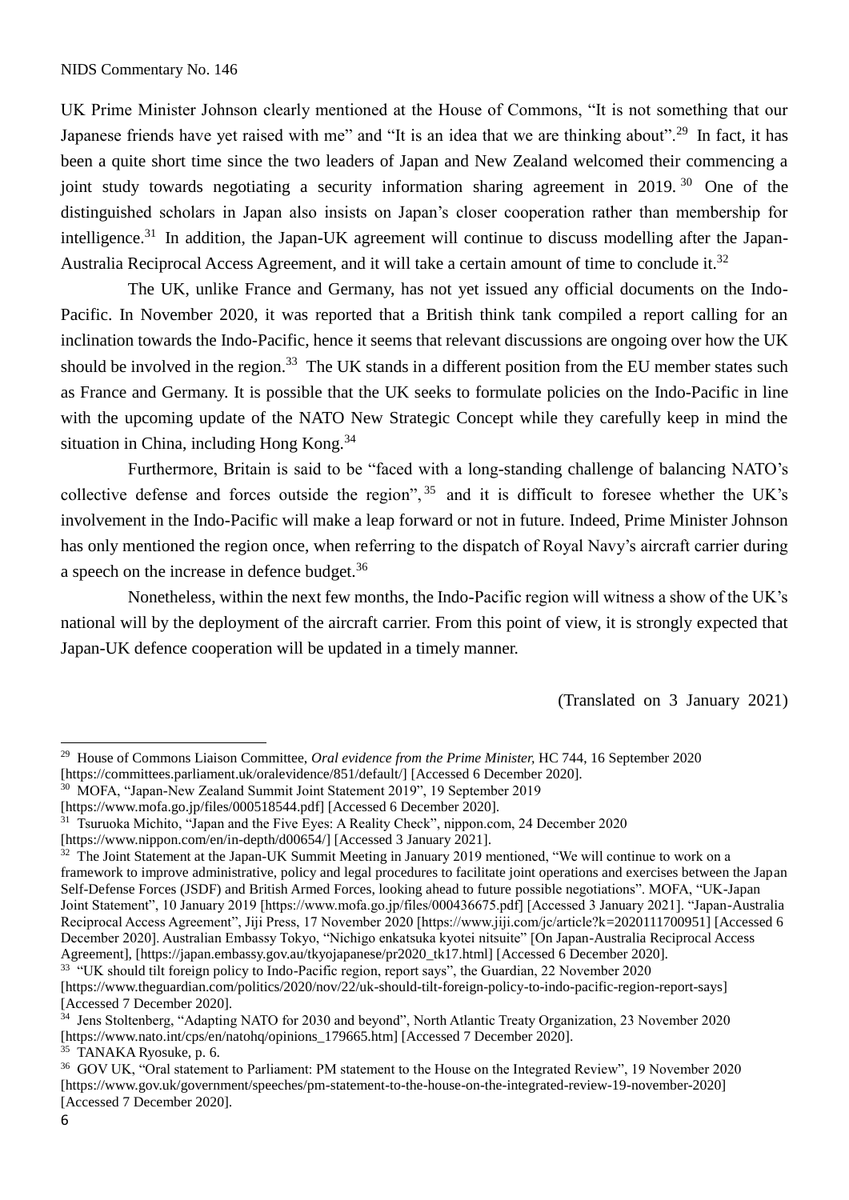UK Prime Minister Johnson clearly mentioned at the House of Commons, "It is not something that our Japanese friends have yet raised with me" and "It is an idea that we are thinking about".[29] In fact, it has been a quite short time since the two leaders of Japan and New Zealand welcomed their commencing a joint study towards negotiating a security information sharing agreement in 2019.[30] One of the distinguished scholars in Japan also insists on Japan's closer cooperation rather than membership for intelligence.[31] In addition, the Japan-UK agreement will continue to discuss modelling after the Japan-Australia Reciprocal Access Agreement, and it will take a certain amount of time to conclude it.[32]

The UK, unlike France and Germany, has not yet issued any official documents on the Indo-Pacific. In November 2020, it was reported that a British think tank compiled a report calling for an inclination towards the Indo-Pacific, hence it seems that relevant discussions are ongoing over how the UK should be involved in the region.[33] The UK stands in a different position from the EU member states such as France and Germany. It is possible that the UK seeks to formulate policies on the Indo-Pacific in line with the upcoming update of the NATO New Strategic Concept while they carefully keep in mind the situation in China, including Hong Kong.[34]

Furthermore, Britain is said to be "faced with a long-standing challenge of balancing NATO's collective defense and forces outside the region",[35] and it is difficult to foresee whether the UK's involvement in the Indo-Pacific will make a leap forward or not in future. Indeed, Prime Minister Johnson has only mentioned the region once, when referring to the dispatch of Royal Navy's aircraft carrier during a speech on the increase in defence budget.[36]

Nonetheless, within the next few months, the Indo-Pacific region will witness a show of the UK's national will by the deployment of the aircraft carrier. From this point of view, it is strongly expected that Japan-UK defence cooperation will be updated in a timely manner.

(Translated on 3 January 2021)

---

[29] House of Commons Liaison Committee, *Oral evidence from the Prime Minister,* HC 744, 16 September 2020 [https://committees.parliament.uk/oralevidence/851/default/] [Accessed 6 December 2020].

[30] MOFA, "Japan-New Zealand Summit Joint Statement 2019", 19 September 2019 [https://www.mofa.go.jp/files/000518544.pdf] [Accessed 6 December 2020].

[31] Tsuruoka Michito, "Japan and the Five Eyes: A Reality Check", nippon.com, 24 December 2020 [https://www.nippon.com/en/in-depth/d00654/] [Accessed 3 January 2021].

[32] The Joint Statement at the Japan-UK Summit Meeting in January 2019 mentioned, "We will continue to work on a framework to improve administrative, policy and legal procedures to facilitate joint operations and exercises between the Japan Self-Defense Forces (JSDF) and British Armed Forces, looking ahead to future possible negotiations". MOFA, "UK-Japan Joint Statement", 10 January 2019 [https://www.mofa.go.jp/files/000436675.pdf] [Accessed 3 January 2021]. "Japan-Australia Reciprocal Access Agreement", Jiji Press, 17 November 2020 [https://www.jiji.com/jc/article?k=2020111700951] [Accessed 6 December 2020]. Australian Embassy Tokyo, "Nichigo enkatsuka kyotei nitsuite" [On Japan-Australia Reciprocal Access Agreement], [https://japan.embassy.gov.au/tkyojapanese/pr2020_tk17.html] [Accessed 6 December 2020].

[33] "UK should tilt foreign policy to Indo-Pacific region, report says", the Guardian, 22 November 2020 [https://www.theguardian.com/politics/2020/nov/22/uk-should-tilt-foreign-policy-to-indo-pacific-region-report-says] [Accessed 7 December 2020].

[34] Jens Stoltenberg, "Adapting NATO for 2030 and beyond", North Atlantic Treaty Organization, 23 November 2020 [https://www.nato.int/cps/en/natohq/opinions_179665.htm] [Accessed 7 December 2020].

[35] TANAKA Ryosuke, p. 6.

[36] GOV UK, "Oral statement to Parliament: PM statement to the House on the Integrated Review", 19 November 2020 [https://www.gov.uk/government/speeches/pm-statement-to-the-house-on-the-integrated-review-19-november-2020] [Accessed 7 December 2020].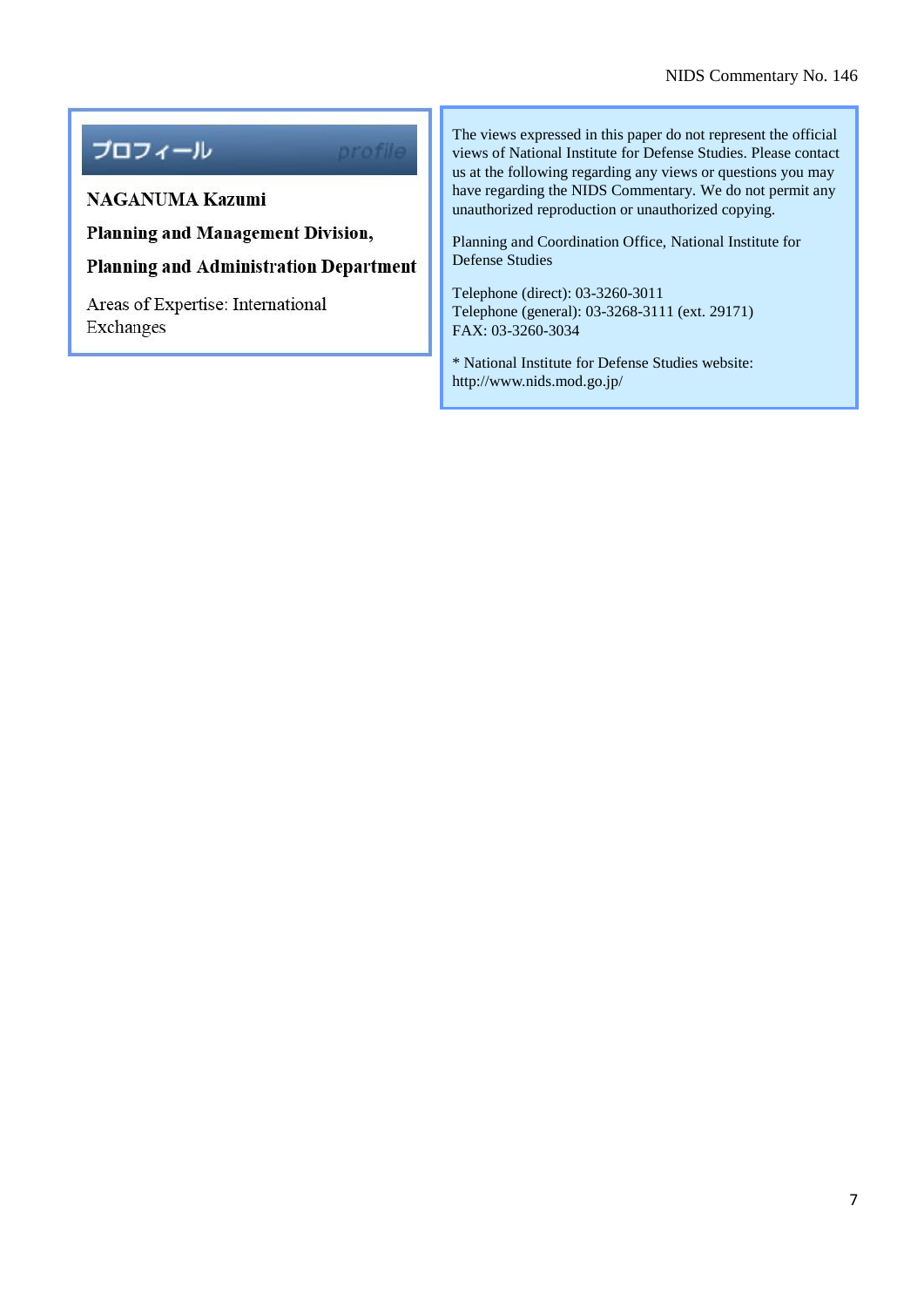プロフィール profile

**NAGANUMA Kazumi**

**Planning and Management Division,**

**Planning and Administration Department**

Areas of Expertise: International Exchanges

The views expressed in this paper do not represent the official views of National Institute for Defense Studies. Please contact us at the following regarding any views or questions you may have regarding the NIDS Commentary. We do not permit any unauthorized reproduction or unauthorized copying.

Planning and Coordination Office, National Institute for Defense Studies

Telephone (direct): 03-3260-3011
Telephone (general): 03-3268-3111 (ext. 29171)
FAX: 03-3260-3034

* National Institute for Defense Studies website: http://www.nids.mod.go.jp/